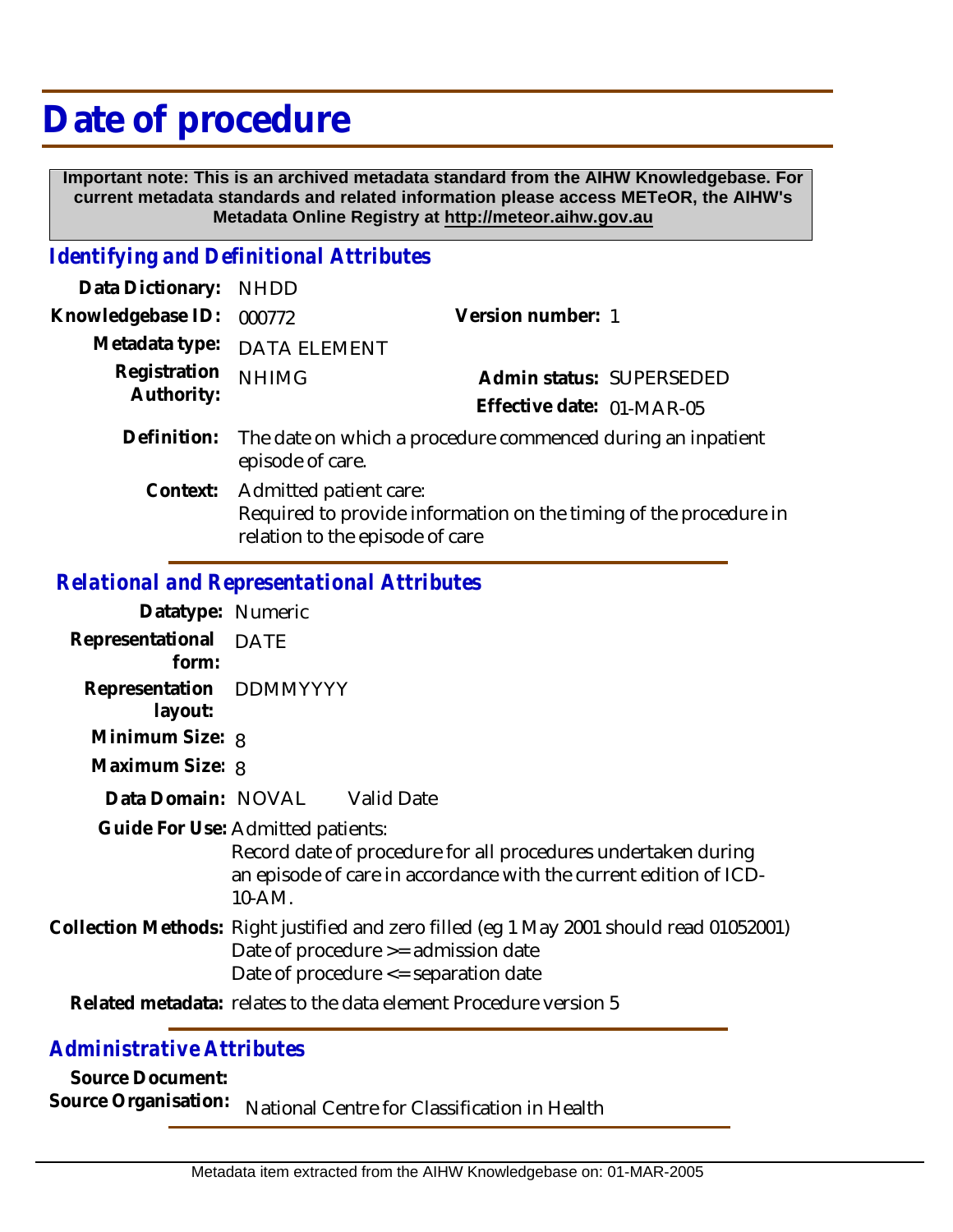# Date of procedure

**Important note: This is an archived metadata standard from the AIHW Knowledgebase. For current metadata standards and related information please access METeOR, the AIHW's Metadata Online Registry at http://meteor.aihw.gov.au**

## Identifying and Definitional Attributes

**Data Dictionary:** NHDD

**Knowledgebase ID:** 000772

**Version number:** 1

**Metadata type:** DATA ELEMENT

**Registration Authority:** NHIMG

**Admin status:** SUPERSEDED

**Effective date:** 01-MAR-05

**Definition:** The date on which a procedure commenced during an inpatient episode of care.

**Context:** Admitted patient care:
Required to provide information on the timing of the procedure in relation to the episode of care

## Relational and Representational Attributes

**Datatype:** Numeric

**Representational form:** DATE

**Representation layout:** DDMMYYYY

**Minimum Size:** 8

**Maximum Size:** 8

**Data Domain:** NOVAL Valid Date

**Guide For Use:** Admitted patients:
Record date of procedure for all procedures undertaken during an episode of care in accordance with the current edition of ICD-10-AM.

**Collection Methods:** Right justified and zero filled (eg 1 May 2001 should read 01052001)
Date of procedure >= admission date
Date of procedure <= separation date

**Related metadata:** relates to the data element Procedure version 5

## Administrative Attributes

**Source Document:**

**Source Organisation:** National Centre for Classification in Health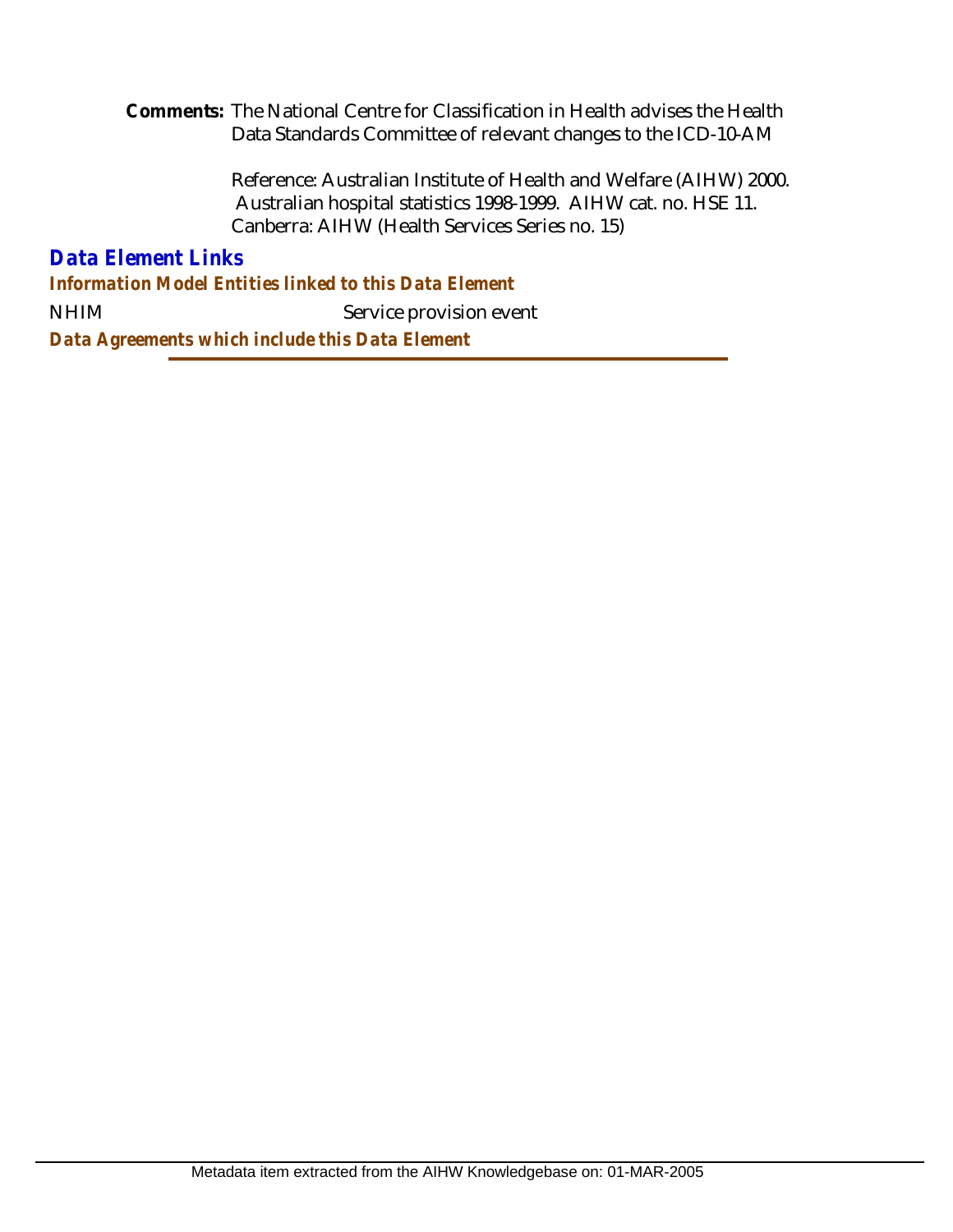**Comments:** The National Centre for Classification in Health advises the Health Data Standards Committee of relevant changes to the ICD-10-AM

Reference: Australian Institute of Health and Welfare (AIHW) 2000. Australian hospital statistics 1998-1999. AIHW cat. no. HSE 11. Canberra: AIHW (Health Services Series no. 15)

## Data Element Links

### Information Model Entities linked to this Data Element

| | |
|---|---|
| NHIM | Service provision event |

### Data Agreements which include this Data Element

Metadata item extracted from the AIHW Knowledgebase on: 01-MAR-2005